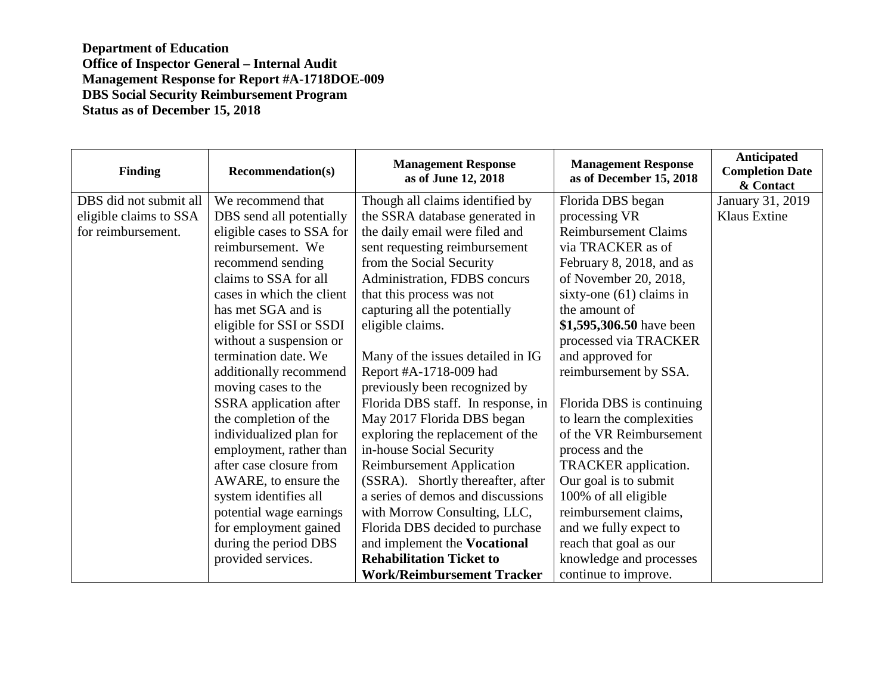**Department of Education**
**Office of Inspector General – Internal Audit**
**Management Response for Report #A-1718DOE-009**
**DBS Social Security Reimbursement Program**
**Status as of December 15, 2018**

| Finding | Recommendation(s) | Management Response as of June 12, 2018 | Management Response as of December 15, 2018 | Anticipated Completion Date & Contact |
|---|---|---|---|---|
| DBS did not submit all eligible claims to SSA for reimbursement. | We recommend that DBS send all potentially eligible cases to SSA for reimbursement. We recommend sending claims to SSA for all cases in which the client has met SGA and is eligible for SSI or SSDI without a suspension or termination date. We additionally recommend moving cases to the SSRA application after the completion of the individualized plan for employment, rather than after case closure from AWARE, to ensure the system identifies all potential wage earnings for employment gained during the period DBS provided services. | Though all claims identified by the SSRA database generated in the daily email were filed and sent requesting reimbursement from the Social Security Administration, FDBS concurs that this process was not capturing all the potentially eligible claims.<br><br>Many of the issues detailed in IG Report #A-1718-009 had previously been recognized by Florida DBS staff. In response, in May 2017 Florida DBS began exploring the replacement of the in-house Social Security Reimbursement Application (SSRA). Shortly thereafter, after a series of demos and discussions with Morrow Consulting, LLC, Florida DBS decided to purchase and implement the **Vocational Rehabilitation Ticket to Work/Reimbursement Tracker** | Florida DBS began processing VR Reimbursement Claims via TRACKER as of February 8, 2018, and as of November 20, 2018, sixty-one (61) claims in the amount of **$1,595,306.50** have been processed via TRACKER and approved for reimbursement by SSA.<br><br>Florida DBS is continuing to learn the complexities of the VR Reimbursement process and the TRACKER application. Our goal is to submit 100% of all eligible reimbursement claims, and we fully expect to reach that goal as our knowledge and processes continue to improve. | January 31, 2019<br>Klaus Extine |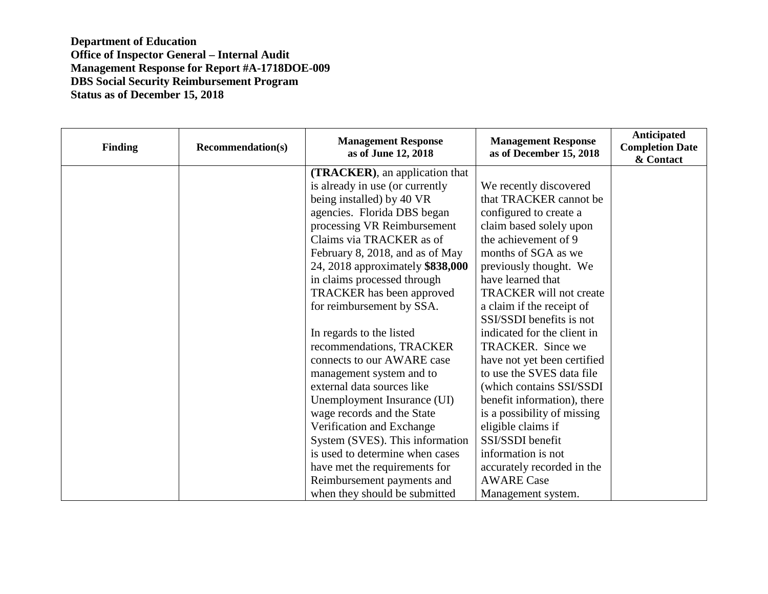**Department of Education**
**Office of Inspector General – Internal Audit**
**Management Response for Report #A-1718DOE-009**
**DBS Social Security Reimbursement Program**
**Status as of December 15, 2018**

| Finding | Recommendation(s) | Management Response as of June 12, 2018 | Management Response as of December 15, 2018 | Anticipated Completion Date & Contact |
|---|---|---|---|---|
| | | **(TRACKER)**, an application that is already in use (or currently being installed) by 40 VR agencies. Florida DBS began processing VR Reimbursement Claims via TRACKER as of February 8, 2018, and as of May 24, 2018 approximately **$838,000** in claims processed through TRACKER has been approved for reimbursement by SSA.<br><br>In regards to the listed recommendations, TRACKER connects to our AWARE case management system and to external data sources like Unemployment Insurance (UI) wage records and the State Verification and Exchange System (SVES). This information is used to determine when cases have met the requirements for Reimbursement payments and when they should be submitted | We recently discovered that TRACKER cannot be configured to create a claim based solely upon the achievement of 9 months of SGA as we previously thought. We have learned that TRACKER will not create a claim if the receipt of SSI/SSDI benefits is not indicated for the client in TRACKER. Since we have not yet been certified to use the SVES data file (which contains SSI/SSDI benefit information), there is a possibility of missing eligible claims if SSI/SSDI benefit information is not accurately recorded in the AWARE Case Management system. | |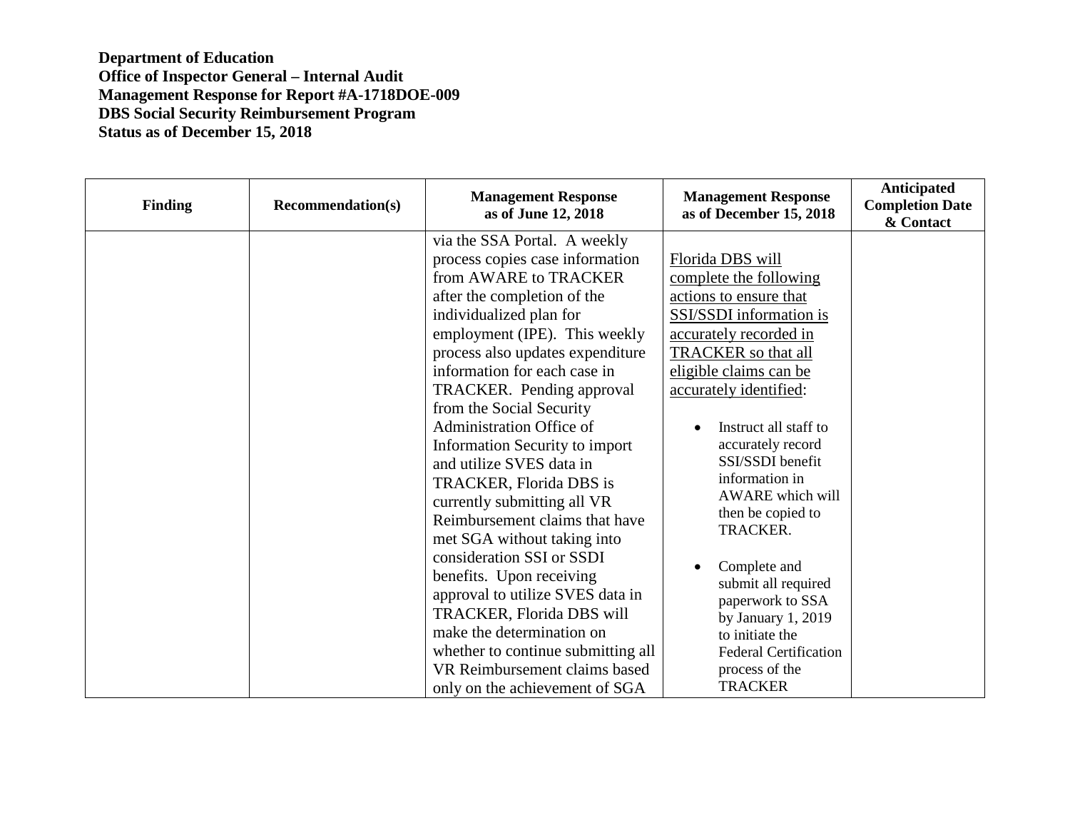**Department of Education**
**Office of Inspector General – Internal Audit**
**Management Response for Report #A-1718DOE-009**
**DBS Social Security Reimbursement Program**
**Status as of December 15, 2018**

| Finding | Recommendation(s) | Management Response as of June 12, 2018 | Management Response as of December 15, 2018 | Anticipated Completion Date & Contact |
|---|---|---|---|---|
| | | via the SSA Portal. A weekly process copies case information from AWARE to TRACKER after the completion of the individualized plan for employment (IPE). This weekly process also updates expenditure information for each case in TRACKER. Pending approval from the Social Security Administration Office of Information Security to import and utilize SVES data in TRACKER, Florida DBS is currently submitting all VR Reimbursement claims that have met SGA without taking into consideration SSI or SSDI benefits. Upon receiving approval to utilize SVES data in TRACKER, Florida DBS will make the determination on whether to continue submitting all VR Reimbursement claims based only on the achievement of SGA | Florida DBS will complete the following actions to ensure that SSI/SSDI information is accurately recorded in TRACKER so that all eligible claims can be accurately identified:<br><br>• Instruct all staff to accurately record SSI/SSDI benefit information in AWARE which will then be copied to TRACKER.<br><br>• Complete and submit all required paperwork to SSA by January 1, 2019 to initiate the Federal Certification process of the TRACKER | |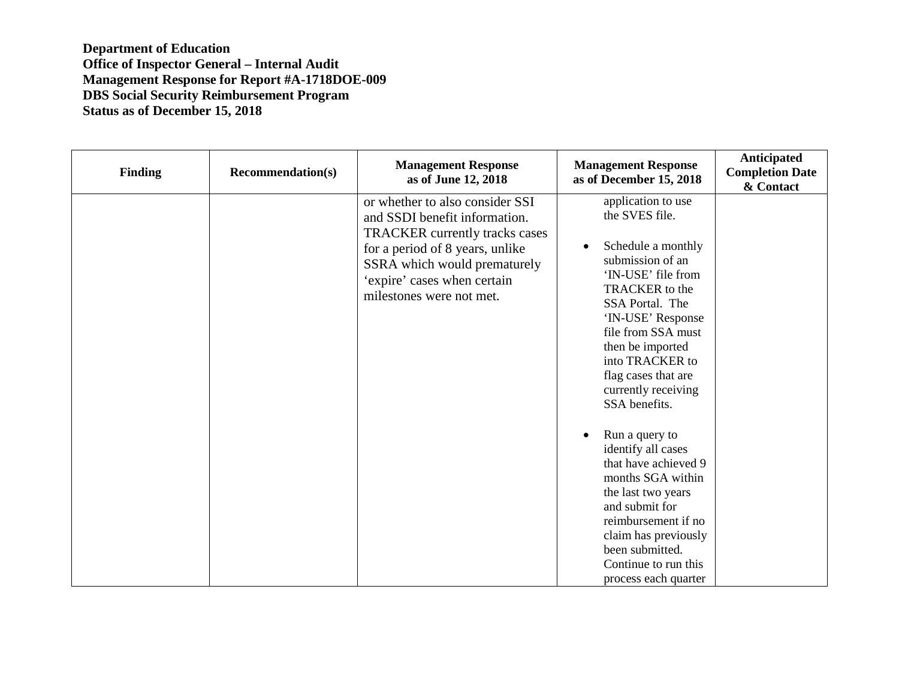**Department of Education**
**Office of Inspector General – Internal Audit**
**Management Response for Report #A-1718DOE-009**
**DBS Social Security Reimbursement Program**
**Status as of December 15, 2018**

| Finding | Recommendation(s) | Management Response as of June 12, 2018 | Management Response as of December 15, 2018 | Anticipated Completion Date & Contact |
|---|---|---|---|---|
| | | or whether to also consider SSI and SSDI benefit information. TRACKER currently tracks cases for a period of 8 years, unlike SSRA which would prematurely 'expire' cases when certain milestones were not met. | application to use the SVES file.<br><br>• Schedule a monthly submission of an 'IN-USE' file from TRACKER to the SSA Portal. The 'IN-USE' Response file from SSA must then be imported into TRACKER to flag cases that are currently receiving SSA benefits.<br><br>• Run a query to identify all cases that have achieved 9 months SGA within the last two years and submit for reimbursement if no claim has previously been submitted. Continue to run this process each quarter | |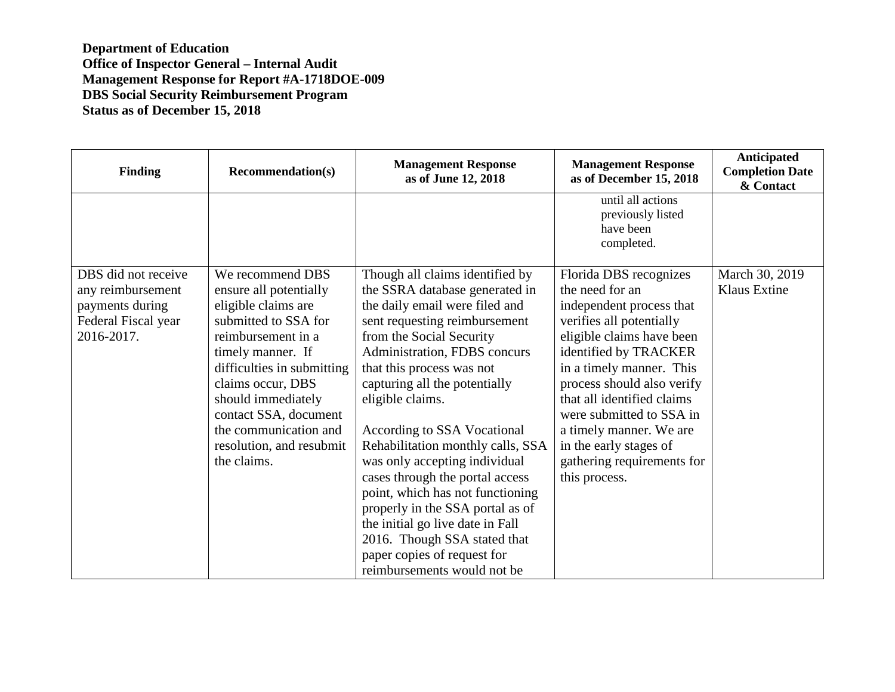**Department of Education**
**Office of Inspector General – Internal Audit**
**Management Response for Report #A-1718DOE-009**
**DBS Social Security Reimbursement Program**
**Status as of December 15, 2018**

| Finding | Recommendation(s) | Management Response as of June 12, 2018 | Management Response as of December 15, 2018 | Anticipated Completion Date & Contact |
|---|---|---|---|---|
| | | | until all actions previously listed have been completed. | |
| DBS did not receive any reimbursement payments during Federal Fiscal year 2016-2017. | We recommend DBS ensure all potentially eligible claims are submitted to SSA for reimbursement in a timely manner. If difficulties in submitting claims occur, DBS should immediately contact SSA, document the communication and resolution, and resubmit the claims. | Though all claims identified by the SSRA database generated in the daily email were filed and sent requesting reimbursement from the Social Security Administration, FDBS concurs that this process was not capturing all the potentially eligible claims.<br><br>According to SSA Vocational Rehabilitation monthly calls, SSA was only accepting individual cases through the portal access point, which has not functioning properly in the SSA portal as of the initial go live date in Fall 2016. Though SSA stated that paper copies of request for reimbursements would not be | Florida DBS recognizes the need for an independent process that verifies all potentially eligible claims have been identified by TRACKER in a timely manner. This process should also verify that all identified claims were submitted to SSA in a timely manner. We are in the early stages of gathering requirements for this process. | March 30, 2019<br>Klaus Extine |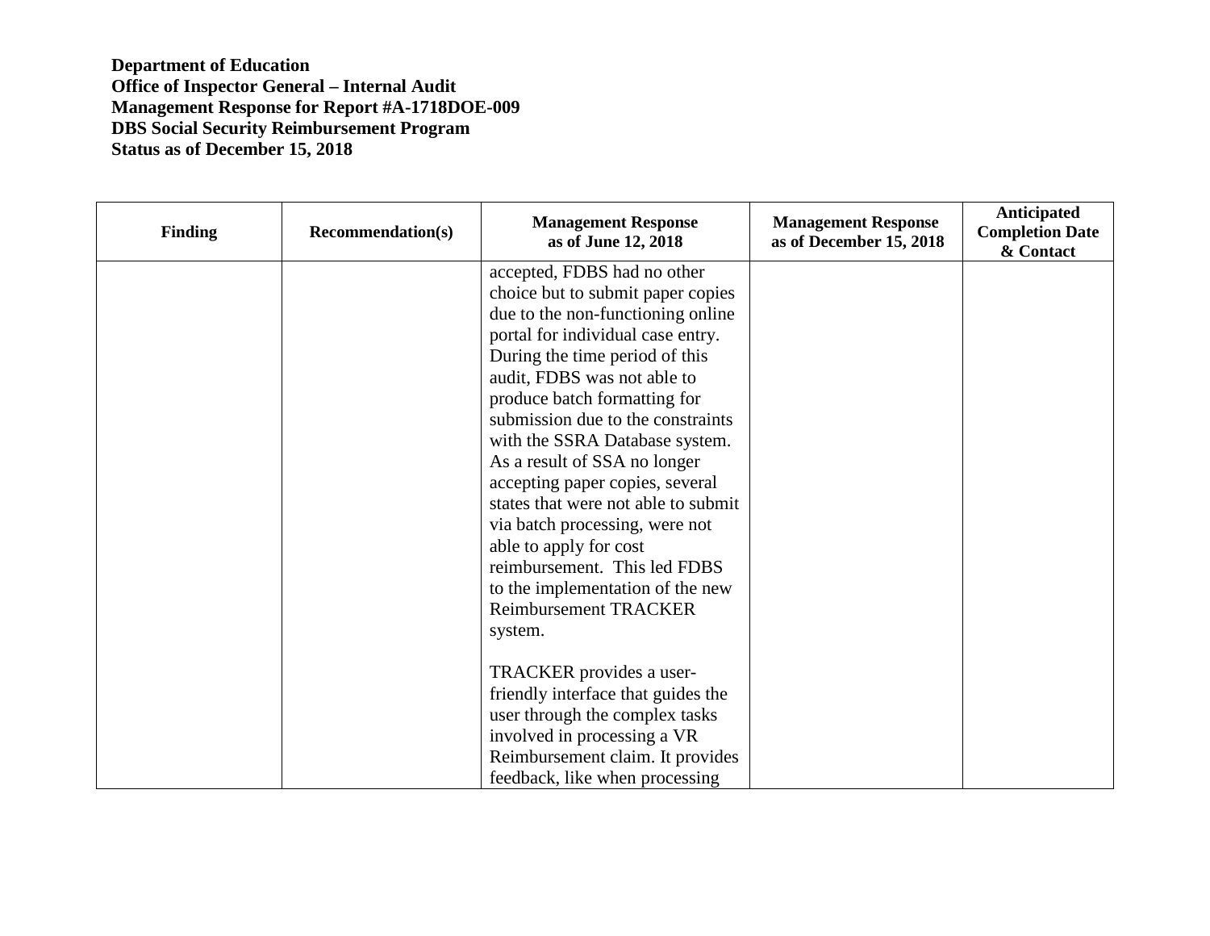**Department of Education**
**Office of Inspector General – Internal Audit**
**Management Response for Report #A-1718DOE-009**
**DBS Social Security Reimbursement Program**
**Status as of December 15, 2018**

| Finding | Recommendation(s) | Management Response as of June 12, 2018 | Management Response as of December 15, 2018 | Anticipated Completion Date & Contact |
|---|---|---|---|---|
| | | accepted, FDBS had no other choice but to submit paper copies due to the non-functioning online portal for individual case entry. During the time period of this audit, FDBS was not able to produce batch formatting for submission due to the constraints with the SSRA Database system. As a result of SSA no longer accepting paper copies, several states that were not able to submit via batch processing, were not able to apply for cost reimbursement. This led FDBS to the implementation of the new Reimbursement TRACKER system.<br><br>TRACKER provides a user-friendly interface that guides the user through the complex tasks involved in processing a VR Reimbursement claim. It provides feedback, like when processing | | |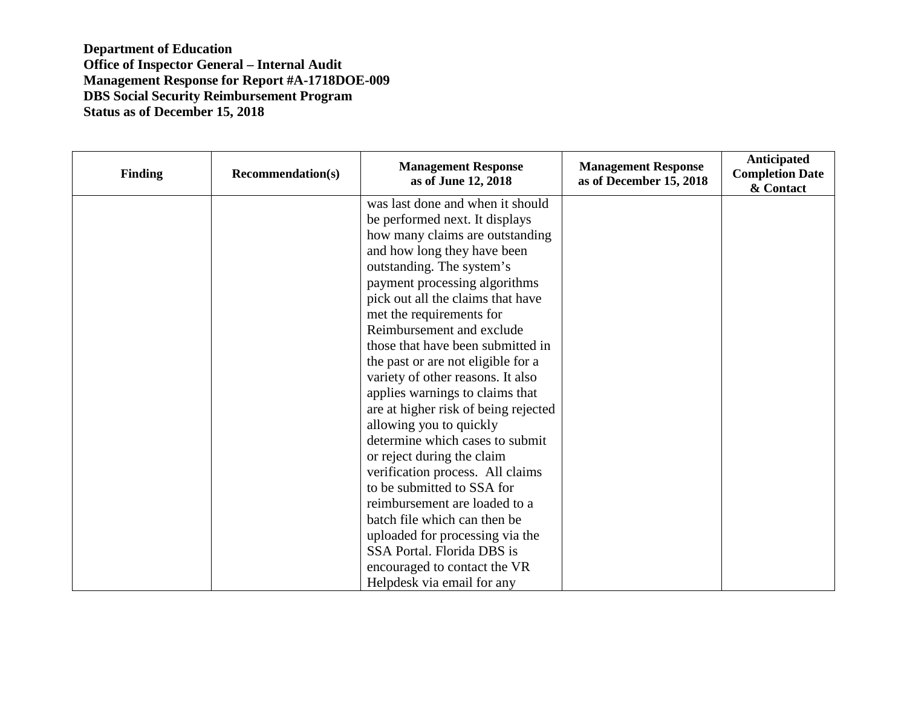**Department of Education**
**Office of Inspector General – Internal Audit**
**Management Response for Report #A-1718DOE-009**
**DBS Social Security Reimbursement Program**
**Status as of December 15, 2018**

| Finding | Recommendation(s) | Management Response as of June 12, 2018 | Management Response as of December 15, 2018 | Anticipated Completion Date & Contact |
|---|---|---|---|---|
| | | was last done and when it should be performed next. It displays how many claims are outstanding and how long they have been outstanding. The system's payment processing algorithms pick out all the claims that have met the requirements for Reimbursement and exclude those that have been submitted in the past or are not eligible for a variety of other reasons. It also applies warnings to claims that are at higher risk of being rejected allowing you to quickly determine which cases to submit or reject during the claim verification process. All claims to be submitted to SSA for reimbursement are loaded to a batch file which can then be uploaded for processing via the SSA Portal. Florida DBS is encouraged to contact the VR Helpdesk via email for any | | |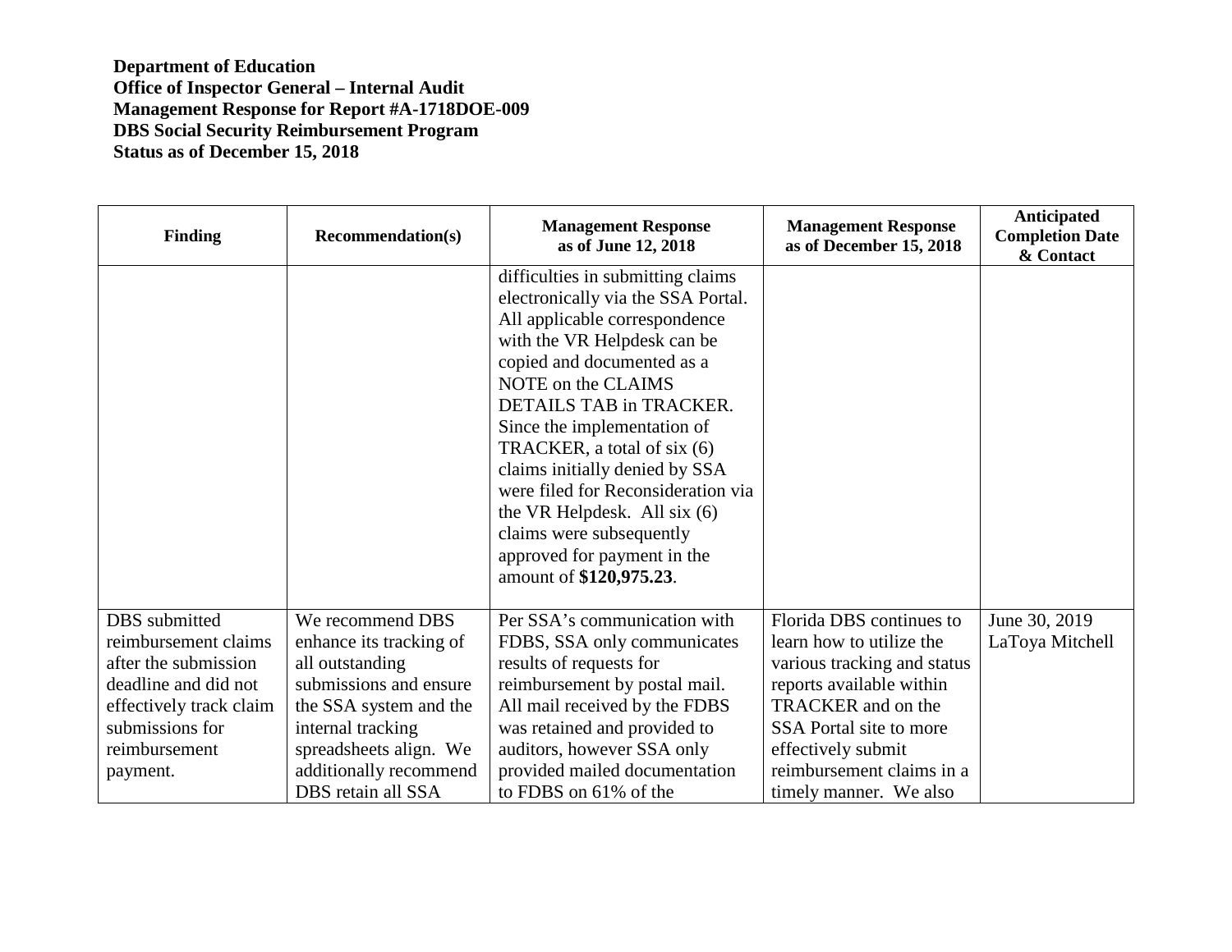**Department of Education**
**Office of Inspector General – Internal Audit**
**Management Response for Report #A-1718DOE-009**
**DBS Social Security Reimbursement Program**
**Status as of December 15, 2018**

| Finding | Recommendation(s) | Management Response as of June 12, 2018 | Management Response as of December 15, 2018 | Anticipated Completion Date & Contact |
|---|---|---|---|---|
| | | difficulties in submitting claims electronically via the SSA Portal. All applicable correspondence with the VR Helpdesk can be copied and documented as a NOTE on the CLAIMS DETAILS TAB in TRACKER. Since the implementation of TRACKER, a total of six (6) claims initially denied by SSA were filed for Reconsideration via the VR Helpdesk. All six (6) claims were subsequently approved for payment in the amount of **$120,975.23**. | | |
| DBS submitted reimbursement claims after the submission deadline and did not effectively track claim submissions for reimbursement payment. | We recommend DBS enhance its tracking of all outstanding submissions and ensure the SSA system and the internal tracking spreadsheets align. We additionally recommend DBS retain all SSA | Per SSA's communication with FDBS, SSA only communicates results of requests for reimbursement by postal mail. All mail received by the FDBS was retained and provided to auditors, however SSA only provided mailed documentation to FDBS on 61% of the | Florida DBS continues to learn how to utilize the various tracking and status reports available within TRACKER and on the SSA Portal site to more effectively submit reimbursement claims in a timely manner. We also | June 30, 2019 LaToya Mitchell |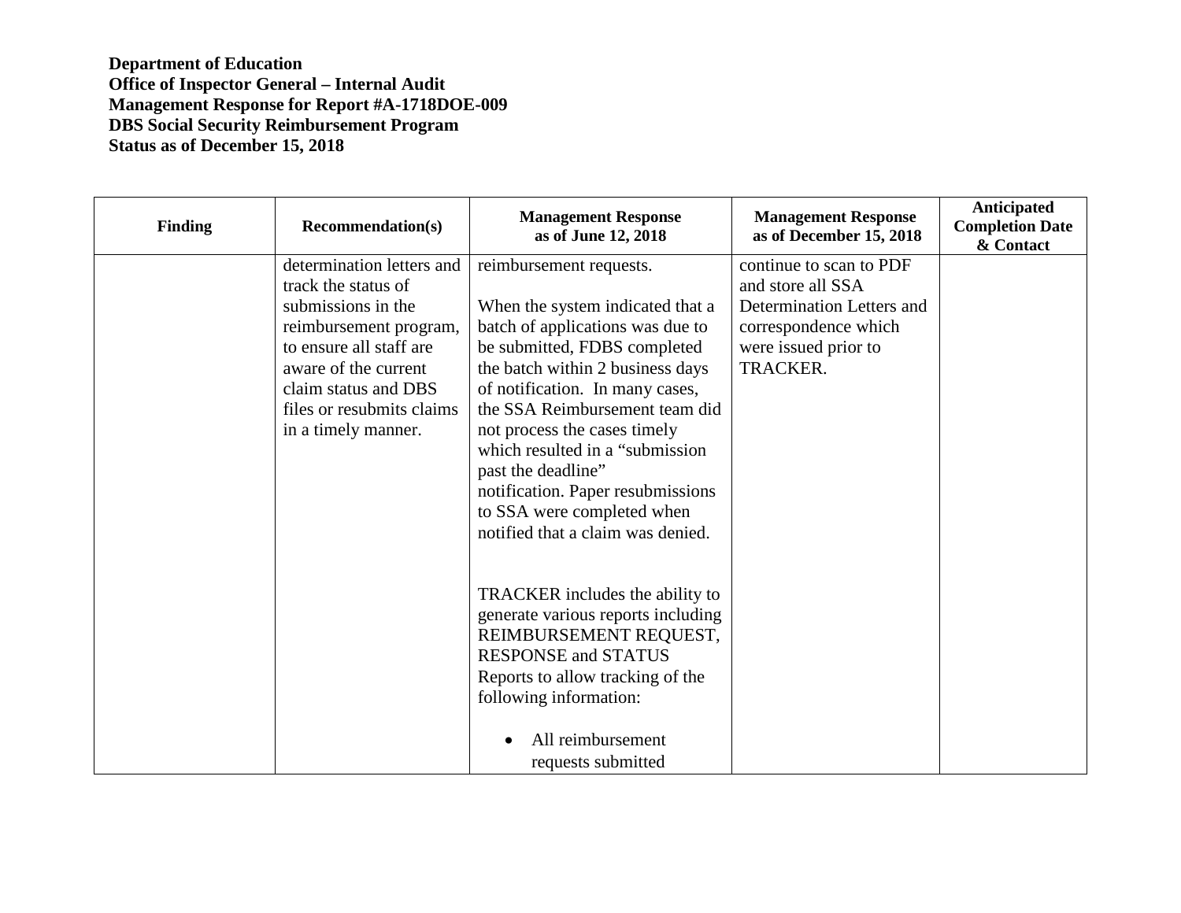**Department of Education**
**Office of Inspector General – Internal Audit**
**Management Response for Report #A-1718DOE-009**
**DBS Social Security Reimbursement Program**
**Status as of December 15, 2018**

| Finding | Recommendation(s) | Management Response as of June 12, 2018 | Management Response as of December 15, 2018 | Anticipated Completion Date & Contact |
|---|---|---|---|---|
| | determination letters and track the status of submissions in the reimbursement program, to ensure all staff are aware of the current claim status and DBS files or resubmits claims in a timely manner. | reimbursement requests.<br><br>When the system indicated that a batch of applications was due to be submitted, FDBS completed the batch within 2 business days of notification. In many cases, the SSA Reimbursement team did not process the cases timely which resulted in a "submission past the deadline" notification. Paper resubmissions to SSA were completed when notified that a claim was denied.<br><br>TRACKER includes the ability to generate various reports including REIMBURSEMENT REQUEST, RESPONSE and STATUS Reports to allow tracking of the following information:<br><br>• All reimbursement requests submitted | continue to scan to PDF and store all SSA Determination Letters and correspondence which were issued prior to TRACKER. | |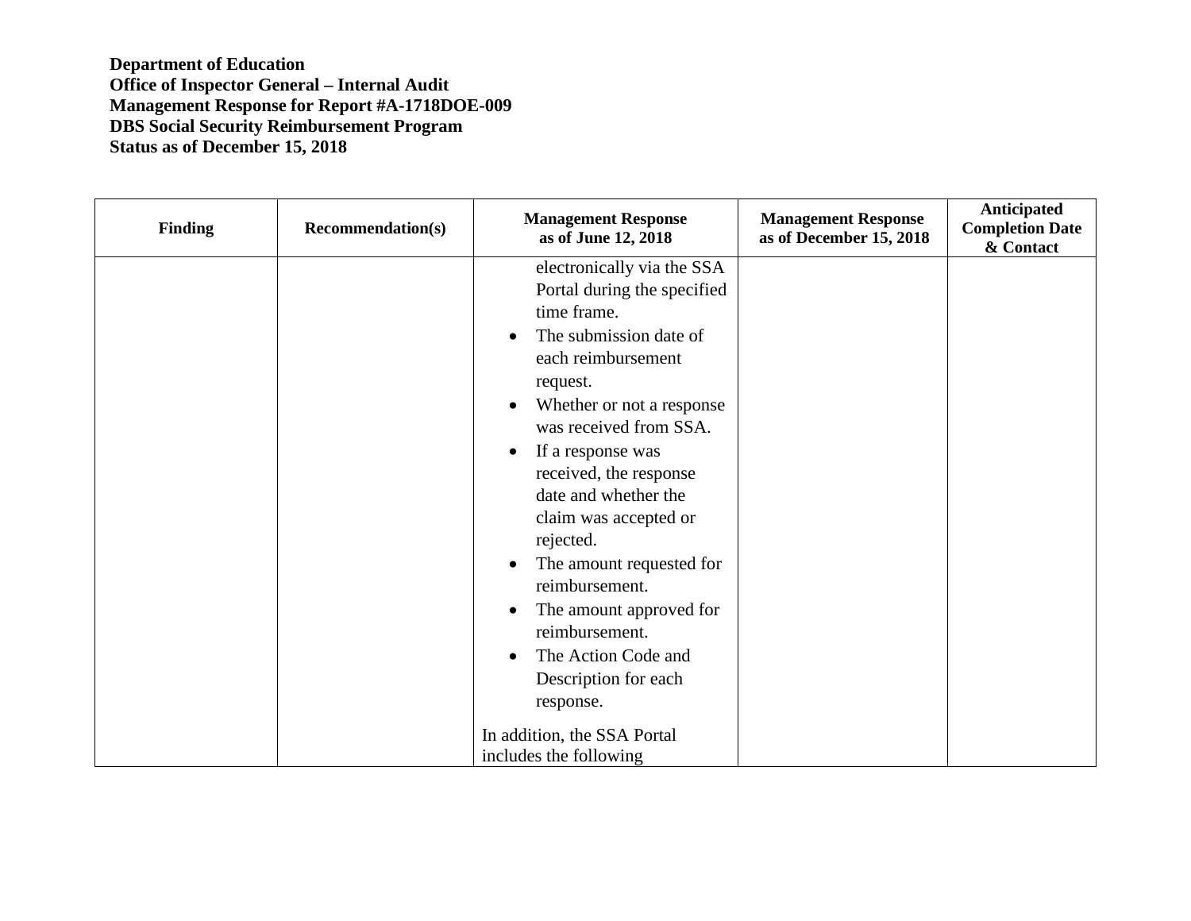**Department of Education**
**Office of Inspector General – Internal Audit**
**Management Response for Report #A-1718DOE-009**
**DBS Social Security Reimbursement Program**
**Status as of December 15, 2018**

| Finding | Recommendation(s) | Management Response as of June 12, 2018 | Management Response as of December 15, 2018 | Anticipated Completion Date & Contact |
|---|---|---|---|---|
| | | electronically via the SSA Portal during the specified time frame.<br>• The submission date of each reimbursement request.<br>• Whether or not a response was received from SSA.<br>• If a response was received, the response date and whether the claim was accepted or rejected.<br>• The amount requested for reimbursement.<br>• The amount approved for reimbursement.<br>• The Action Code and Description for each response.<br><br>In addition, the SSA Portal includes the following | | |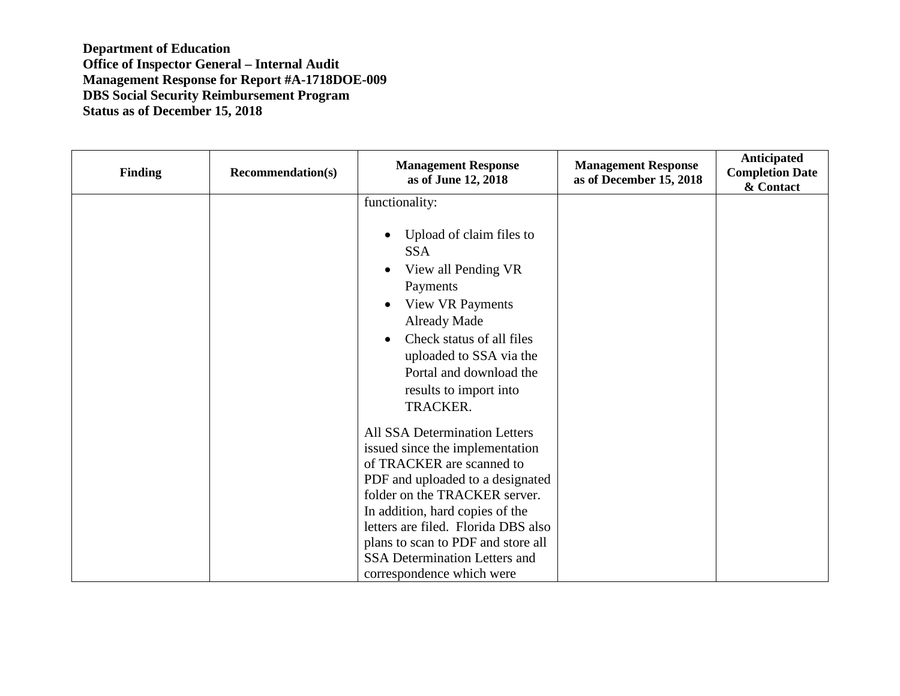**Department of Education**
**Office of Inspector General – Internal Audit**
**Management Response for Report #A-1718DOE-009**
**DBS Social Security Reimbursement Program**
**Status as of December 15, 2018**

| Finding | Recommendation(s) | Management Response as of June 12, 2018 | Management Response as of December 15, 2018 | Anticipated Completion Date & Contact |
|---|---|---|---|---|
| | | functionality:<br><br>• Upload of claim files to SSA<br>• View all Pending VR Payments<br>• View VR Payments Already Made<br>• Check status of all files uploaded to SSA via the Portal and download the results to import into TRACKER.<br><br>All SSA Determination Letters issued since the implementation of TRACKER are scanned to PDF and uploaded to a designated folder on the TRACKER server. In addition, hard copies of the letters are filed. Florida DBS also plans to scan to PDF and store all SSA Determination Letters and correspondence which were | | |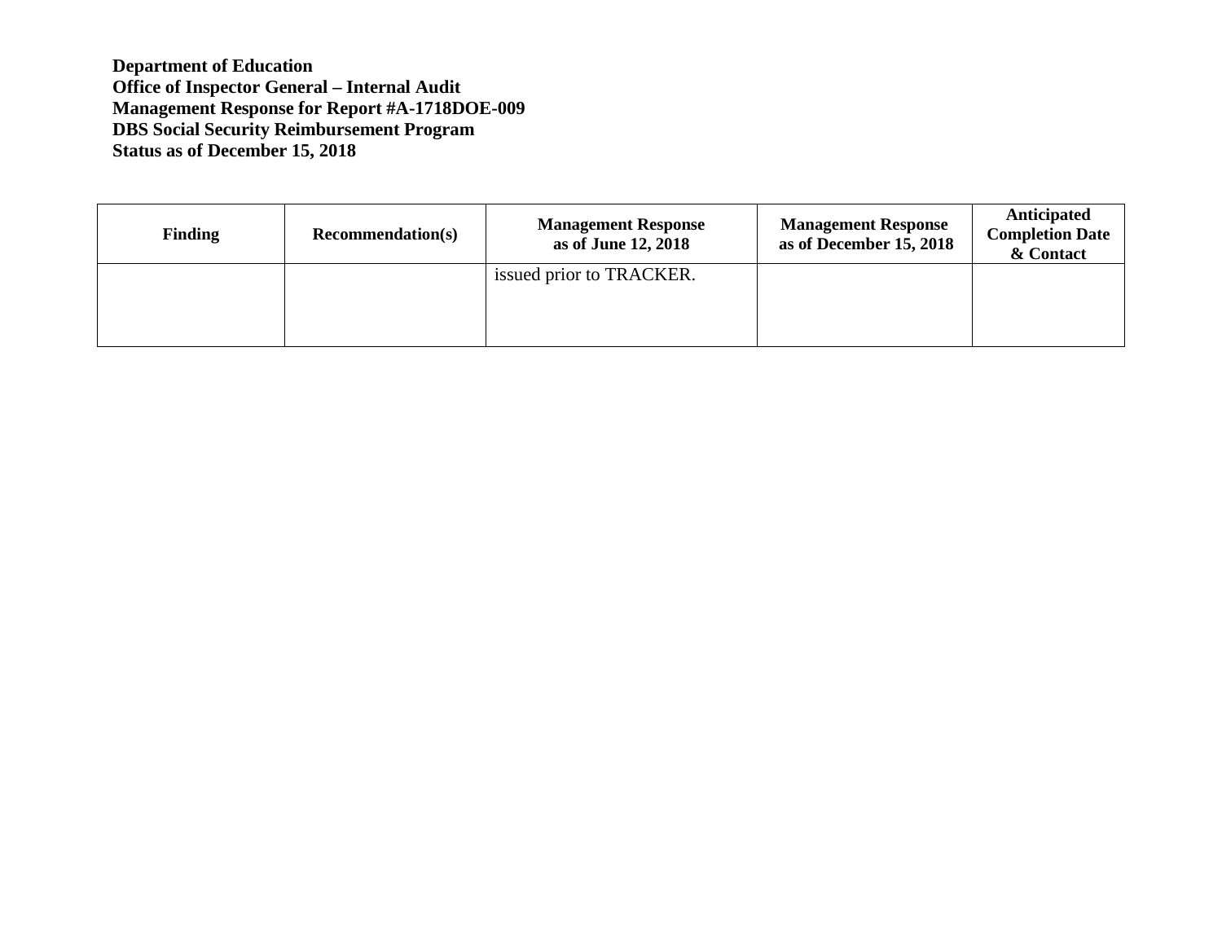**Department of Education**
**Office of Inspector General – Internal Audit**
**Management Response for Report #A-1718DOE-009**
**DBS Social Security Reimbursement Program**
**Status as of December 15, 2018**

| Finding | Recommendation(s) | Management Response as of June 12, 2018 | Management Response as of December 15, 2018 | Anticipated Completion Date & Contact |
|---|---|---|---|---|
| | | issued prior to TRACKER. | | |